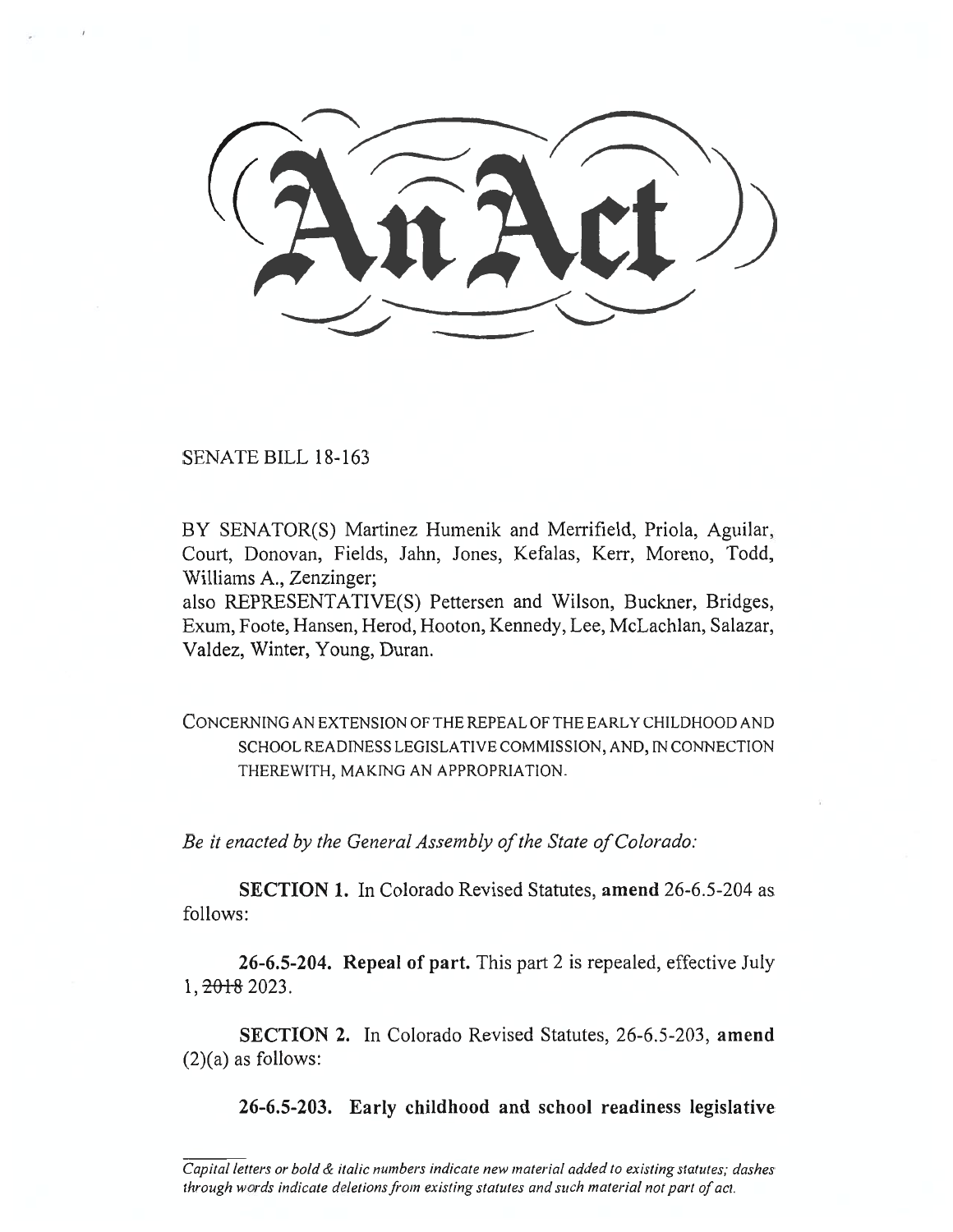# An Act

SENATE BILL 18-163

BY SENATOR(S) Martinez Humenik and Merrifield, Priola, Aguilar, Court, Donovan, Fields, Jahn, Jones, Kefalas, Kerr, Moreno, Todd, Williams A., Zenzinger;
also REPRESENTATIVE(S) Pettersen and Wilson, Buckner, Bridges, Exum, Foote, Hansen, Herod, Hooton, Kennedy, Lee, McLachlan, Salazar, Valdez, Winter, Young, Duran.

CONCERNING AN EXTENSION OF THE REPEAL OF THE EARLY CHILDHOOD AND SCHOOL READINESS LEGISLATIVE COMMISSION, AND, IN CONNECTION THEREWITH, MAKING AN APPROPRIATION.

*Be it enacted by the General Assembly of the State of Colorado:*

**SECTION 1.** In Colorado Revised Statutes, **amend** 26-6.5-204 as follows:

**26-6.5-204. Repeal of part.** This part 2 is repealed, effective July 1, ~~2018~~ 2023.

**SECTION 2.** In Colorado Revised Statutes, 26-6.5-203, **amend** (2)(a) as follows:

**26-6.5-203. Early childhood and school readiness legislative**

*Capital letters or bold & italic numbers indicate new material added to existing statutes; dashes through words indicate deletions from existing statutes and such material not part of act.*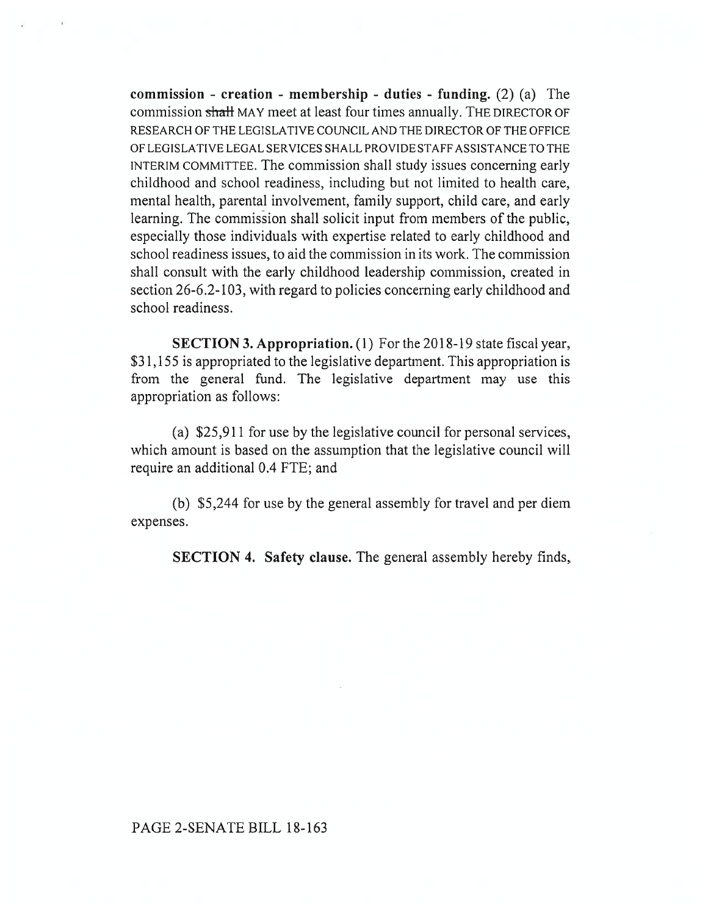**commission - creation - membership - duties - funding.** (2) (a) The commission ~~shall~~ MAY meet at least four times annually. THE DIRECTOR OF RESEARCH OF THE LEGISLATIVE COUNCIL AND THE DIRECTOR OF THE OFFICE OF LEGISLATIVE LEGAL SERVICES SHALL PROVIDE STAFF ASSISTANCE TO THE INTERIM COMMITTEE. The commission shall study issues concerning early childhood and school readiness, including but not limited to health care, mental health, parental involvement, family support, child care, and early learning. The commission shall solicit input from members of the public, especially those individuals with expertise related to early childhood and school readiness issues, to aid the commission in its work. The commission shall consult with the early childhood leadership commission, created in section 26-6.2-103, with regard to policies concerning early childhood and school readiness.

**SECTION 3. Appropriation.** (1) For the 2018-19 state fiscal year, $31,155 is appropriated to the legislative department. This appropriation is from the general fund. The legislative department may use this appropriation as follows:

(a) $25,911 for use by the legislative council for personal services, which amount is based on the assumption that the legislative council will require an additional 0.4 FTE; and

(b) $5,244 for use by the general assembly for travel and per diem expenses.

**SECTION 4. Safety clause.** The general assembly hereby finds,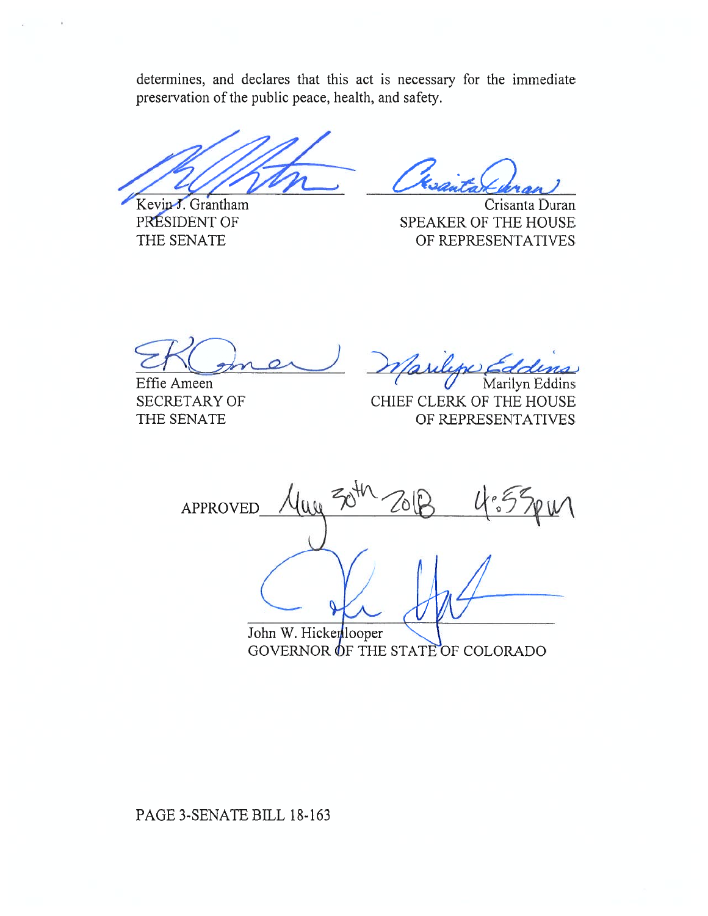determines, and declares that this act is necessary for the immediate preservation of the public peace, health, and safety.

Kevin J. Grantham
PRESIDENT OF
THE SENATE

Crisanta Duran
SPEAKER OF THE HOUSE
OF REPRESENTATIVES

Effie Ameen
SECRETARY OF
THE SENATE

Marilyn Eddins
CHIEF CLERK OF THE HOUSE
OF REPRESENTATIVES

APPROVED May 30th 2018 4:55pm

John W. Hickenlooper
GOVERNOR OF THE STATE OF COLORADO

PAGE 3-SENATE BILL 18-163